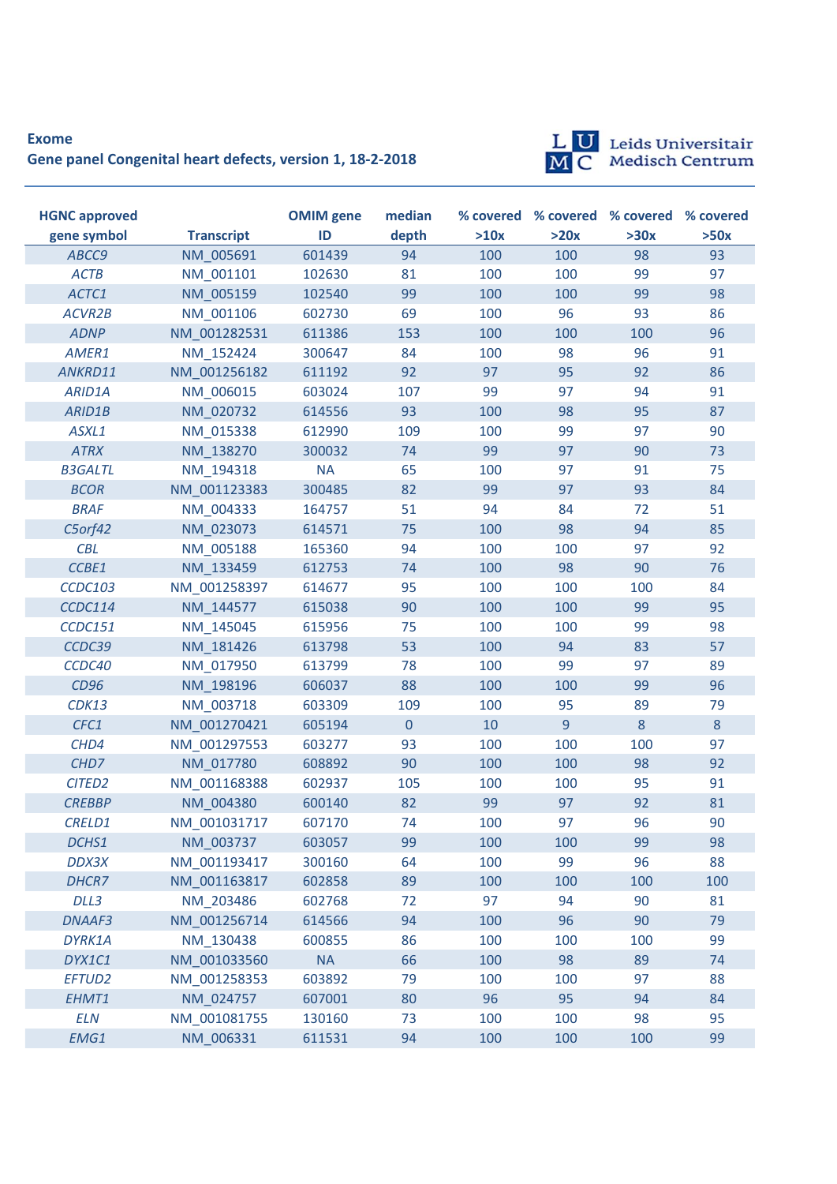**Exome**

**Gene panel Congenital heart defects, version 1, 18-2-2018**

Leids Universitair Medisch Centrum

| HGNC approved gene symbol | Transcript | OMIM gene ID | median depth | % covered >10x | % covered >20x | % covered >30x | % covered >50x |
|---|---|---|---|---|---|---|---|
| *ABCC9* | NM_005691 | 601439 | 94 | 100 | 100 | 98 | 93 |
| *ACTB* | NM_001101 | 102630 | 81 | 100 | 100 | 99 | 97 |
| *ACTC1* | NM_005159 | 102540 | 99 | 100 | 100 | 99 | 98 |
| *ACVR2B* | NM_001106 | 602730 | 69 | 100 | 96 | 93 | 86 |
| *ADNP* | NM_001282531 | 611386 | 153 | 100 | 100 | 100 | 96 |
| *AMER1* | NM_152424 | 300647 | 84 | 100 | 98 | 96 | 91 |
| *ANKRD11* | NM_001256182 | 611192 | 92 | 97 | 95 | 92 | 86 |
| *ARID1A* | NM_006015 | 603024 | 107 | 99 | 97 | 94 | 91 |
| *ARID1B* | NM_020732 | 614556 | 93 | 100 | 98 | 95 | 87 |
| *ASXL1* | NM_015338 | 612990 | 109 | 100 | 99 | 97 | 90 |
| *ATRX* | NM_138270 | 300032 | 74 | 99 | 97 | 90 | 73 |
| *B3GALTL* | NM_194318 | NA | 65 | 100 | 97 | 91 | 75 |
| *BCOR* | NM_001123383 | 300485 | 82 | 99 | 97 | 93 | 84 |
| *BRAF* | NM_004333 | 164757 | 51 | 94 | 84 | 72 | 51 |
| *C5orf42* | NM_023073 | 614571 | 75 | 100 | 98 | 94 | 85 |
| *CBL* | NM_005188 | 165360 | 94 | 100 | 100 | 97 | 92 |
| *CCBE1* | NM_133459 | 612753 | 74 | 100 | 98 | 90 | 76 |
| *CCDC103* | NM_001258397 | 614677 | 95 | 100 | 100 | 100 | 84 |
| *CCDC114* | NM_144577 | 615038 | 90 | 100 | 100 | 99 | 95 |
| *CCDC151* | NM_145045 | 615956 | 75 | 100 | 100 | 99 | 98 |
| *CCDC39* | NM_181426 | 613798 | 53 | 100 | 94 | 83 | 57 |
| *CCDC40* | NM_017950 | 613799 | 78 | 100 | 99 | 97 | 89 |
| *CD96* | NM_198196 | 606037 | 88 | 100 | 100 | 99 | 96 |
| *CDK13* | NM_003718 | 603309 | 109 | 100 | 95 | 89 | 79 |
| *CFC1* | NM_001270421 | 605194 | 0 | 10 | 9 | 8 | 8 |
| *CHD4* | NM_001297553 | 603277 | 93 | 100 | 100 | 100 | 97 |
| *CHD7* | NM_017780 | 608892 | 90 | 100 | 100 | 98 | 92 |
| *CITED2* | NM_001168388 | 602937 | 105 | 100 | 100 | 95 | 91 |
| *CREBBP* | NM_004380 | 600140 | 82 | 99 | 97 | 92 | 81 |
| *CRELD1* | NM_001031717 | 607170 | 74 | 100 | 97 | 96 | 90 |
| *DCHS1* | NM_003737 | 603057 | 99 | 100 | 100 | 99 | 98 |
| *DDX3X* | NM_001193417 | 300160 | 64 | 100 | 99 | 96 | 88 |
| *DHCR7* | NM_001163817 | 602858 | 89 | 100 | 100 | 100 | 100 |
| *DLL3* | NM_203486 | 602768 | 72 | 97 | 94 | 90 | 81 |
| *DNAAF3* | NM_001256714 | 614566 | 94 | 100 | 96 | 90 | 79 |
| *DYRK1A* | NM_130438 | 600855 | 86 | 100 | 100 | 100 | 99 |
| *DYX1C1* | NM_001033560 | NA | 66 | 100 | 98 | 89 | 74 |
| *EFTUD2* | NM_001258353 | 603892 | 79 | 100 | 100 | 97 | 88 |
| *EHMT1* | NM_024757 | 607001 | 80 | 96 | 95 | 94 | 84 |
| *ELN* | NM_001081755 | 130160 | 73 | 100 | 100 | 98 | 95 |
| *EMG1* | NM_006331 | 611531 | 94 | 100 | 100 | 100 | 99 |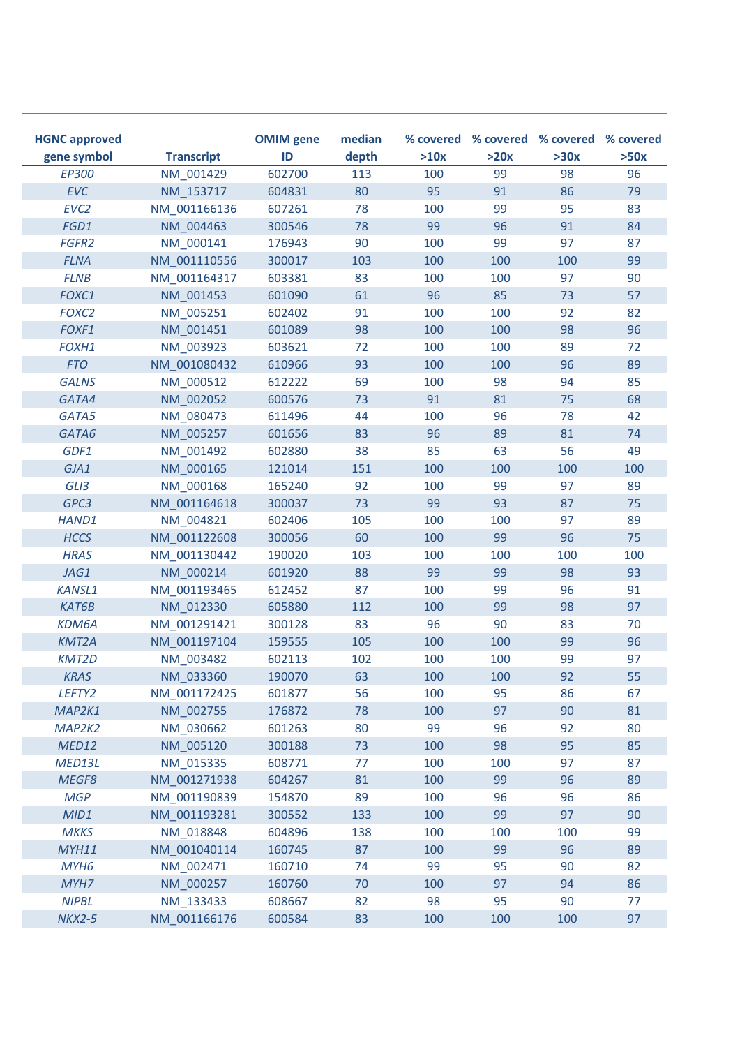| HGNC approved gene symbol | Transcript | OMIM gene ID | median depth | % covered >10x | % covered >20x | % covered >30x | % covered >50x |
|---|---|---|---|---|---|---|---|
| *EP300* | NM_001429 | 602700 | 113 | 100 | 99 | 98 | 96 |
| *EVC* | NM_153717 | 604831 | 80 | 95 | 91 | 86 | 79 |
| *EVC2* | NM_001166136 | 607261 | 78 | 100 | 99 | 95 | 83 |
| *FGD1* | NM_004463 | 300546 | 78 | 99 | 96 | 91 | 84 |
| *FGFR2* | NM_000141 | 176943 | 90 | 100 | 99 | 97 | 87 |
| *FLNA* | NM_001110556 | 300017 | 103 | 100 | 100 | 100 | 99 |
| *FLNB* | NM_001164317 | 603381 | 83 | 100 | 100 | 97 | 90 |
| *FOXC1* | NM_001453 | 601090 | 61 | 96 | 85 | 73 | 57 |
| *FOXC2* | NM_005251 | 602402 | 91 | 100 | 100 | 92 | 82 |
| *FOXF1* | NM_001451 | 601089 | 98 | 100 | 100 | 98 | 96 |
| *FOXH1* | NM_003923 | 603621 | 72 | 100 | 100 | 89 | 72 |
| *FTO* | NM_001080432 | 610966 | 93 | 100 | 100 | 96 | 89 |
| *GALNS* | NM_000512 | 612222 | 69 | 100 | 98 | 94 | 85 |
| *GATA4* | NM_002052 | 600576 | 73 | 91 | 81 | 75 | 68 |
| *GATA5* | NM_080473 | 611496 | 44 | 100 | 96 | 78 | 42 |
| *GATA6* | NM_005257 | 601656 | 83 | 96 | 89 | 81 | 74 |
| *GDF1* | NM_001492 | 602880 | 38 | 85 | 63 | 56 | 49 |
| *GJA1* | NM_000165 | 121014 | 151 | 100 | 100 | 100 | 100 |
| *GLI3* | NM_000168 | 165240 | 92 | 100 | 99 | 97 | 89 |
| *GPC3* | NM_001164618 | 300037 | 73 | 99 | 93 | 87 | 75 |
| *HAND1* | NM_004821 | 602406 | 105 | 100 | 100 | 97 | 89 |
| *HCCS* | NM_001122608 | 300056 | 60 | 100 | 99 | 96 | 75 |
| *HRAS* | NM_001130442 | 190020 | 103 | 100 | 100 | 100 | 100 |
| *JAG1* | NM_000214 | 601920 | 88 | 99 | 99 | 98 | 93 |
| *KANSL1* | NM_001193465 | 612452 | 87 | 100 | 99 | 96 | 91 |
| *KAT6B* | NM_012330 | 605880 | 112 | 100 | 99 | 98 | 97 |
| *KDM6A* | NM_001291421 | 300128 | 83 | 96 | 90 | 83 | 70 |
| *KMT2A* | NM_001197104 | 159555 | 105 | 100 | 100 | 99 | 96 |
| *KMT2D* | NM_003482 | 602113 | 102 | 100 | 100 | 99 | 97 |
| *KRAS* | NM_033360 | 190070 | 63 | 100 | 100 | 92 | 55 |
| *LEFTY2* | NM_001172425 | 601877 | 56 | 100 | 95 | 86 | 67 |
| *MAP2K1* | NM_002755 | 176872 | 78 | 100 | 97 | 90 | 81 |
| *MAP2K2* | NM_030662 | 601263 | 80 | 99 | 96 | 92 | 80 |
| *MED12* | NM_005120 | 300188 | 73 | 100 | 98 | 95 | 85 |
| *MED13L* | NM_015335 | 608771 | 77 | 100 | 100 | 97 | 87 |
| *MEGF8* | NM_001271938 | 604267 | 81 | 100 | 99 | 96 | 89 |
| *MGP* | NM_001190839 | 154870 | 89 | 100 | 96 | 96 | 86 |
| *MID1* | NM_001193281 | 300552 | 133 | 100 | 99 | 97 | 90 |
| *MKKS* | NM_018848 | 604896 | 138 | 100 | 100 | 100 | 99 |
| *MYH11* | NM_001040114 | 160745 | 87 | 100 | 99 | 96 | 89 |
| *MYH6* | NM_002471 | 160710 | 74 | 99 | 95 | 90 | 82 |
| *MYH7* | NM_000257 | 160760 | 70 | 100 | 97 | 94 | 86 |
| *NIPBL* | NM_133433 | 608667 | 82 | 98 | 95 | 90 | 77 |
| *NKX2-5* | NM_001166176 | 600584 | 83 | 100 | 100 | 100 | 97 |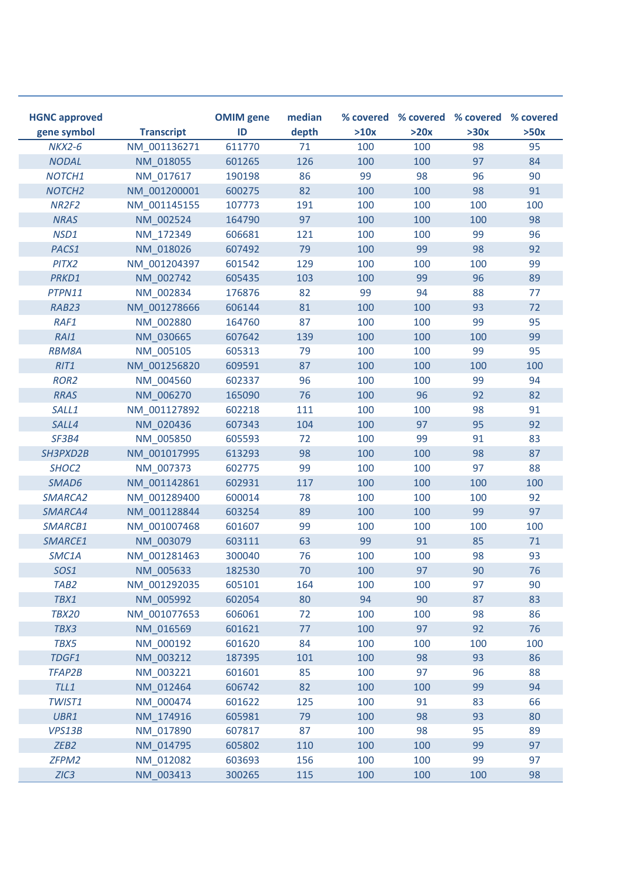| HGNC approved gene symbol | Transcript | OMIM gene ID | median depth | % covered >10x | % covered >20x | % covered >30x | % covered >50x |
|---|---|---|---|---|---|---|---|
| *NKX2-6* | NM_001136271 | 611770 | 71 | 100 | 100 | 98 | 95 |
| *NODAL* | NM_018055 | 601265 | 126 | 100 | 100 | 97 | 84 |
| *NOTCH1* | NM_017617 | 190198 | 86 | 99 | 98 | 96 | 90 |
| *NOTCH2* | NM_001200001 | 600275 | 82 | 100 | 100 | 98 | 91 |
| *NR2F2* | NM_001145155 | 107773 | 191 | 100 | 100 | 100 | 100 |
| *NRAS* | NM_002524 | 164790 | 97 | 100 | 100 | 100 | 98 |
| *NSD1* | NM_172349 | 606681 | 121 | 100 | 100 | 99 | 96 |
| *PACS1* | NM_018026 | 607492 | 79 | 100 | 99 | 98 | 92 |
| *PITX2* | NM_001204397 | 601542 | 129 | 100 | 100 | 100 | 99 |
| *PRKD1* | NM_002742 | 605435 | 103 | 100 | 99 | 96 | 89 |
| *PTPN11* | NM_002834 | 176876 | 82 | 99 | 94 | 88 | 77 |
| *RAB23* | NM_001278666 | 606144 | 81 | 100 | 100 | 93 | 72 |
| *RAF1* | NM_002880 | 164760 | 87 | 100 | 100 | 99 | 95 |
| *RAI1* | NM_030665 | 607642 | 139 | 100 | 100 | 100 | 99 |
| *RBM8A* | NM_005105 | 605313 | 79 | 100 | 100 | 99 | 95 |
| *RIT1* | NM_001256820 | 609591 | 87 | 100 | 100 | 100 | 100 |
| *ROR2* | NM_004560 | 602337 | 96 | 100 | 100 | 99 | 94 |
| *RRAS* | NM_006270 | 165090 | 76 | 100 | 96 | 92 | 82 |
| *SALL1* | NM_001127892 | 602218 | 111 | 100 | 100 | 98 | 91 |
| *SALL4* | NM_020436 | 607343 | 104 | 100 | 97 | 95 | 92 |
| *SF3B4* | NM_005850 | 605593 | 72 | 100 | 99 | 91 | 83 |
| *SH3PXD2B* | NM_001017995 | 613293 | 98 | 100 | 100 | 98 | 87 |
| *SHOC2* | NM_007373 | 602775 | 99 | 100 | 100 | 97 | 88 |
| *SMAD6* | NM_001142861 | 602931 | 117 | 100 | 100 | 100 | 100 |
| *SMARCA2* | NM_001289400 | 600014 | 78 | 100 | 100 | 100 | 92 |
| *SMARCA4* | NM_001128844 | 603254 | 89 | 100 | 100 | 99 | 97 |
| *SMARCB1* | NM_001007468 | 601607 | 99 | 100 | 100 | 100 | 100 |
| *SMARCE1* | NM_003079 | 603111 | 63 | 99 | 91 | 85 | 71 |
| *SMC1A* | NM_001281463 | 300040 | 76 | 100 | 100 | 98 | 93 |
| *SOS1* | NM_005633 | 182530 | 70 | 100 | 97 | 90 | 76 |
| *TAB2* | NM_001292035 | 605101 | 164 | 100 | 100 | 97 | 90 |
| *TBX1* | NM_005992 | 602054 | 80 | 94 | 90 | 87 | 83 |
| *TBX20* | NM_001077653 | 606061 | 72 | 100 | 100 | 98 | 86 |
| *TBX3* | NM_016569 | 601621 | 77 | 100 | 97 | 92 | 76 |
| *TBX5* | NM_000192 | 601620 | 84 | 100 | 100 | 100 | 100 |
| *TDGF1* | NM_003212 | 187395 | 101 | 100 | 98 | 93 | 86 |
| *TFAP2B* | NM_003221 | 601601 | 85 | 100 | 97 | 96 | 88 |
| *TLL1* | NM_012464 | 606742 | 82 | 100 | 100 | 99 | 94 |
| *TWIST1* | NM_000474 | 601622 | 125 | 100 | 91 | 83 | 66 |
| *UBR1* | NM_174916 | 605981 | 79 | 100 | 98 | 93 | 80 |
| *VPS13B* | NM_017890 | 607817 | 87 | 100 | 98 | 95 | 89 |
| *ZEB2* | NM_014795 | 605802 | 110 | 100 | 100 | 99 | 97 |
| *ZFPM2* | NM_012082 | 603693 | 156 | 100 | 100 | 99 | 97 |
| *ZIC3* | NM_003413 | 300265 | 115 | 100 | 100 | 100 | 98 |